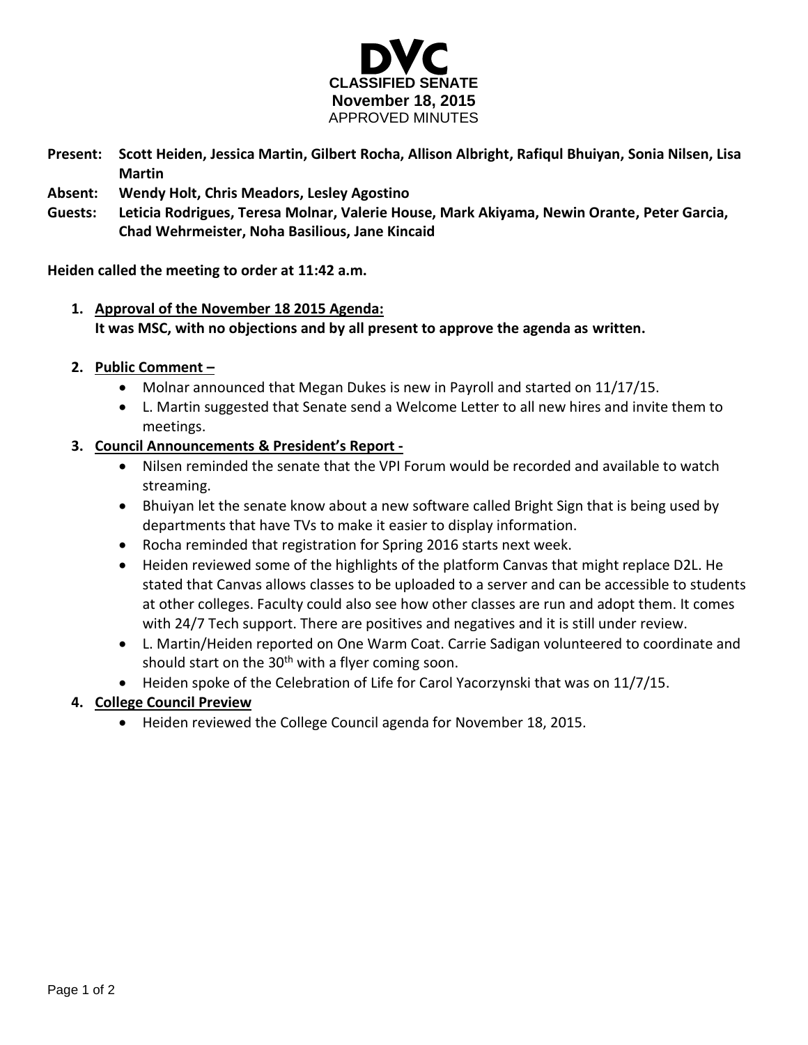# DVC

## CLASSIFIED SENATE

**November 18, 2015**

APPROVED MINUTES

**Present:** **Scott Heiden, Jessica Martin, Gilbert Rocha, Allison Albright, Rafiqul Bhuiyan, Sonia Nilsen, Lisa Martin**

**Absent:** **Wendy Holt, Chris Meadors, Lesley Agostino**

**Guests:** **Leticia Rodrigues, Teresa Molnar, Valerie House, Mark Akiyama, Newin Orante, Peter Garcia, Chad Wehrmeister, Noha Basilious, Jane Kincaid**

**Heiden called the meeting to order at 11:42 a.m.**

1. **Approval of the November 18 2015 Agenda:**
   **It was MSC, with no objections and by all present to approve the agenda as written.**

2. **Public Comment –**
   - Molnar announced that Megan Dukes is new in Payroll and started on 11/17/15.
   - L. Martin suggested that Senate send a Welcome Letter to all new hires and invite them to meetings.

3. **Council Announcements & President's Report -**
   - Nilsen reminded the senate that the VPI Forum would be recorded and available to watch streaming.
   - Bhuiyan let the senate know about a new software called Bright Sign that is being used by departments that have TVs to make it easier to display information.
   - Rocha reminded that registration for Spring 2016 starts next week.
   - Heiden reviewed some of the highlights of the platform Canvas that might replace D2L. He stated that Canvas allows classes to be uploaded to a server and can be accessible to students at other colleges. Faculty could also see how other classes are run and adopt them. It comes with 24/7 Tech support. There are positives and negatives and it is still under review.
   - L. Martin/Heiden reported on One Warm Coat. Carrie Sadigan volunteered to coordinate and should start on the 30th with a flyer coming soon.
   - Heiden spoke of the Celebration of Life for Carol Yacorzynski that was on 11/7/15.

4. **College Council Preview**
   - Heiden reviewed the College Council agenda for November 18, 2015.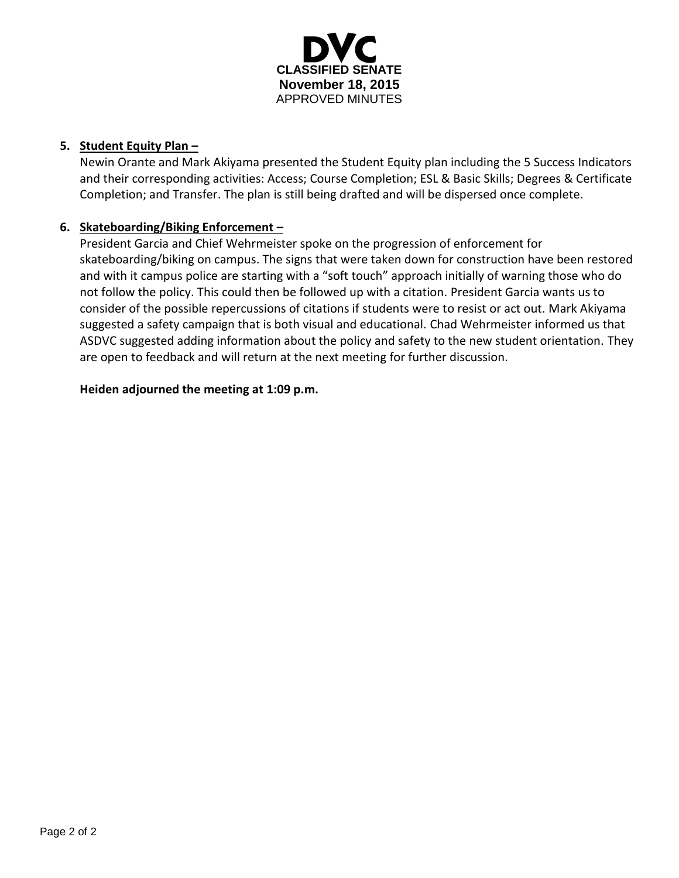**DVC**
**CLASSIFIED SENATE**
**November 18, 2015**
APPROVED MINUTES

5. **Student Equity Plan –**
   Newin Orante and Mark Akiyama presented the Student Equity plan including the 5 Success Indicators and their corresponding activities: Access; Course Completion; ESL & Basic Skills; Degrees & Certificate Completion; and Transfer. The plan is still being drafted and will be dispersed once complete.

6. **Skateboarding/Biking Enforcement –**
   President Garcia and Chief Wehrmeister spoke on the progression of enforcement for skateboarding/biking on campus. The signs that were taken down for construction have been restored and with it campus police are starting with a "soft touch" approach initially of warning those who do not follow the policy. This could then be followed up with a citation. President Garcia wants us to consider of the possible repercussions of citations if students were to resist or act out. Mark Akiyama suggested a safety campaign that is both visual and educational. Chad Wehrmeister informed us that ASDVC suggested adding information about the policy and safety to the new student orientation. They are open to feedback and will return at the next meeting for further discussion.

**Heiden adjourned the meeting at 1:09 p.m.**